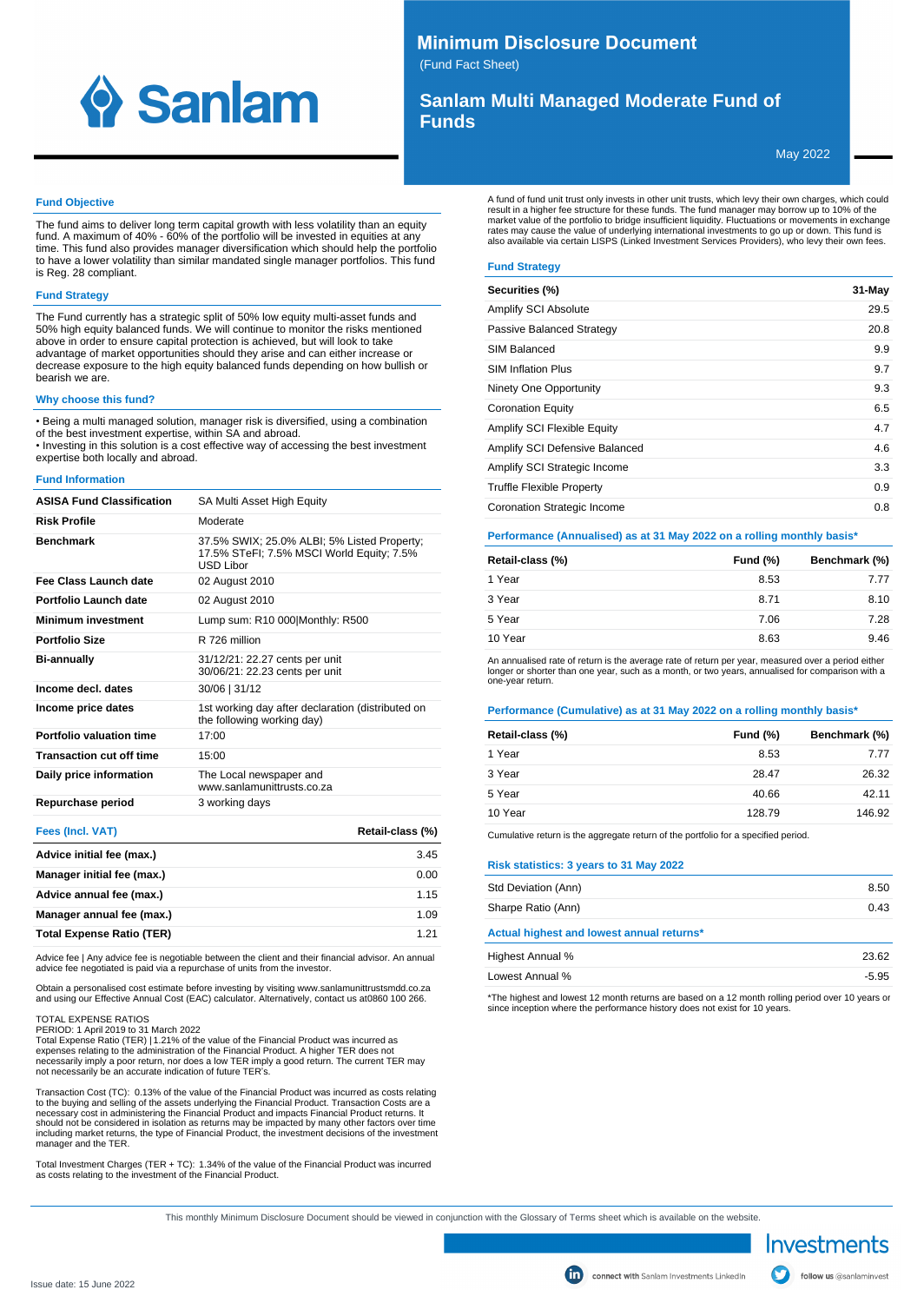# Minimum Disclosure Document

(Fund Fact Sheet)

## Sanlam Multi Managed Moderate Fund of Funds

May 2022

### Fund Objective

The fund aims to deliver long term capital growth with less volatility than an equity fund. A maximum of 40% - 60% of the portfolio will be invested in equities at any time. This fund also provides manager diversification which should help the portfolio to have a lower volatility than similar mandated single manager portfolios. This fund is Reg. 28 compliant.

### Fund Strategy

The Fund currently has a strategic split of 50% low equity multi-asset funds and 50% high equity balanced funds. We will continue to monitor the risks mentioned above in order to ensure capital protection is achieved, but will look to take advantage of market opportunities should they arise and can either increase or decrease exposure to the high equity balanced funds depending on how bullish or bearish we are.

### Why choose this fund?

- Being a multi managed solution, manager risk is diversified, using a combination of the best investment expertise, within SA and abroad.
- Investing in this solution is a cost effective way of accessing the best investment expertise both locally and abroad.

### Fund Information

| | |
|---|---|
| **ASISA Fund Classification** | SA Multi Asset High Equity |
| **Risk Profile** | Moderate |
| **Benchmark** | 37.5% SWIX; 25.0% ALBI; 5% Listed Property; 17.5% STeFI; 7.5% MSCI World Equity; 7.5% USD Libor |
| **Fee Class Launch date** | 02 August 2010 |
| **Portfolio Launch date** | 02 August 2010 |
| **Minimum investment** | Lump sum: R10 000\|Monthly: R500 |
| **Portfolio Size** | R 726 million |
| **Bi-annually** | 31/12/21: 22.27 cents per unit<br>30/06/21: 22.23 cents per unit |
| **Income decl. dates** | 30/06 \| 31/12 |
| **Income price dates** | 1st working day after declaration (distributed on the following working day) |
| **Portfolio valuation time** | 17:00 |
| **Transaction cut off time** | 15:00 |
| **Daily price information** | The Local newspaper and www.sanlamunittrusts.co.za |
| **Repurchase period** | 3 working days |

| Fees (Incl. VAT) | Retail-class (%) |
|---|---|
| **Advice initial fee (max.)** | 3.45 |
| **Manager initial fee (max.)** | 0.00 |
| **Advice annual fee (max.)** | 1.15 |
| **Manager annual fee (max.)** | 1.09 |
| **Total Expense Ratio (TER)** | 1.21 |

Advice fee | Any advice fee is negotiable between the client and their financial advisor. An annual advice fee negotiated is paid via a repurchase of units from the investor.

Obtain a personalised cost estimate before investing by visiting www.sanlamunittrustsmdd.co.za and using our Effective Annual Cost (EAC) calculator. Alternatively, contact us at0860 100 266.

TOTAL EXPENSE RATIOS
PERIOD: 1 April 2019 to 31 March 2022
Total Expense Ratio (TER) | 1.21% of the value of the Financial Product was incurred as expenses relating to the administration of the Financial Product. A higher TER does not necessarily imply a poor return, nor does a low TER imply a good return. The current TER may not necessarily be an accurate indication of future TER's.

Transaction Cost (TC): 0.13% of the value of the Financial Product was incurred as costs relating to the buying and selling of the assets underlying the Financial Product. Transaction Costs are a necessary cost in administering the Financial Product and impacts Financial Product returns. It should not be considered in isolation as returns may be impacted by many other factors over time including market returns, the type of Financial Product, the investment decisions of the investment manager and the TER.

Total Investment Charges (TER + TC): 1.34% of the value of the Financial Product was incurred as costs relating to the investment of the Financial Product.

A fund of fund unit trust only invests in other unit trusts, which levy their own charges, which could result in a higher fee structure for these funds. The fund manager may borrow up to 10% of the market value of the portfolio to bridge insufficient liquidity. Fluctuations or movements in exchange rates may cause the value of underlying international investments to go up or down. This fund is also available via certain LISPS (Linked Investment Services Providers), who levy their own fees.

### Fund Strategy

| Securities (%) | 31-May |
|---|---|
| Amplify SCI Absolute | 29.5 |
| Passive Balanced Strategy | 20.8 |
| SIM Balanced | 9.9 |
| SIM Inflation Plus | 9.7 |
| Ninety One Opportunity | 9.3 |
| Coronation Equity | 6.5 |
| Amplify SCI Flexible Equity | 4.7 |
| Amplify SCI Defensive Balanced | 4.6 |
| Amplify SCI Strategic Income | 3.3 |
| Truffle Flexible Property | 0.9 |
| Coronation Strategic Income | 0.8 |

### Performance (Annualised) as at 31 May 2022 on a rolling monthly basis*

| Retail-class (%) | Fund (%) | Benchmark (%) |
|---|---|---|
| 1 Year | 8.53 | 7.77 |
| 3 Year | 8.71 | 8.10 |
| 5 Year | 7.06 | 7.28 |
| 10 Year | 8.63 | 9.46 |

An annualised rate of return is the average rate of return per year, measured over a period either longer or shorter than one year, such as a month, or two years, annualised for comparison with a one-year return.

### Performance (Cumulative) as at 31 May 2022 on a rolling monthly basis*

| Retail-class (%) | Fund (%) | Benchmark (%) |
|---|---|---|
| 1 Year | 8.53 | 7.77 |
| 3 Year | 28.47 | 26.32 |
| 5 Year | 40.66 | 42.11 |
| 10 Year | 128.79 | 146.92 |

Cumulative return is the aggregate return of the portfolio for a specified period.

### Risk statistics: 3 years to 31 May 2022

| | |
|---|---|
| Std Deviation (Ann) | 8.50 |
| Sharpe Ratio (Ann) | 0.43 |

### Actual highest and lowest annual returns*

| | |
|---|---|
| Highest Annual % | 23.62 |
| Lowest Annual % | -5.95 |

*The highest and lowest 12 month returns are based on a 12 month rolling period over 10 years or since inception where the performance history does not exist for 10 years.

This monthly Minimum Disclosure Document should be viewed in conjunction with the Glossary of Terms sheet which is available on the website.

Issue date: 15 June 2022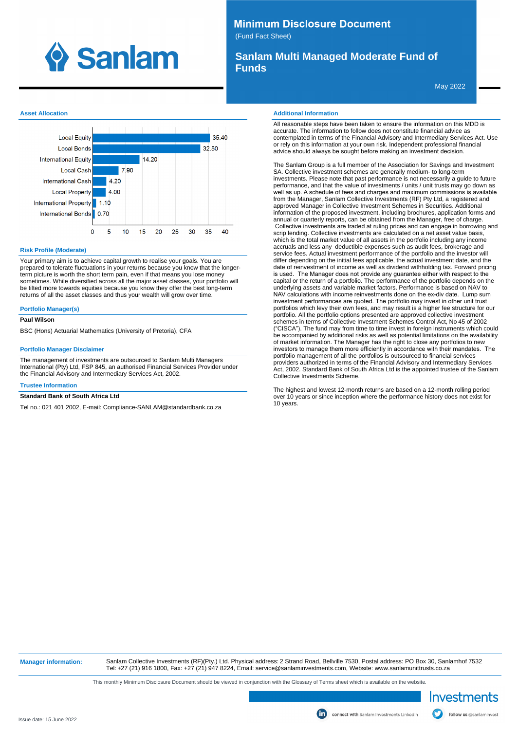# Minimum Disclosure Document

(Fund Fact Sheet)

## Sanlam Multi Managed Moderate Fund of Funds

May 2022

### Asset Allocation

Local Equity 35.40
Local Bonds 32.50
International Equity 14.20
Local Cash 7.90
International Cash 4.20
Local Property 4.00
International Property 1.10
International Bonds 0.70

0 5 10 15 20 25 30 35 40

### Risk Profile (Moderate)

Your primary aim is to achieve capital growth to realise your goals. You are prepared to tolerate fluctuations in your returns because you know that the longer-term picture is worth the short term pain, even if that means you lose money sometimes. While diversified across all the major asset classes, your portfolio will be tilted more towards equities because you know they offer the best long-term returns of all the asset classes and thus your wealth will grow over time.

### Portfolio Manager(s)

**Paul Wilson**

BSC (Hons) Actuarial Mathematics (University of Pretoria), CFA

### Portfolio Manager Disclaimer

The management of investments are outsourced to Sanlam Multi Managers International (Pty) Ltd, FSP 845, an authorised Financial Services Provider under the Financial Advisory and Intermediary Services Act, 2002.

### Trustee Information

**Standard Bank of South Africa Ltd**

Tel no.: 021 401 2002, E-mail: Compliance-SANLAM@standardbank.co.za

### Additional Information

All reasonable steps have been taken to ensure the information on this MDD is accurate. The information to follow does not constitute financial advice as contemplated in terms of the Financial Advisory and Intermediary Services Act. Use or rely on this information at your own risk. Independent professional financial advice should always be sought before making an investment decision.

The Sanlam Group is a full member of the Association for Savings and Investment SA. Collective investment schemes are generally medium- to long-term investments. Please note that past performance is not necessarily a guide to future performance, and that the value of investments / units / unit trusts may go down as well as up. A schedule of fees and charges and maximum commissions is available from the Manager, Sanlam Collective Investments (RF) Pty Ltd, a registered and approved Manager in Collective Investment Schemes in Securities. Additional information of the proposed investment, including brochures, application forms and annual or quarterly reports, can be obtained from the Manager, free of charge. Collective investments are traded at ruling prices and can engage in borrowing and scrip lending. Collective investments are calculated on a net asset value basis, which is the total market value of all assets in the portfolio including any income accruals and less any deductible expenses such as audit fees, brokerage and service fees. Actual investment performance of the portfolio and the investor will differ depending on the initial fees applicable, the actual investment date, and the date of reinvestment of income as well as dividend withholding tax. Forward pricing is used. The Manager does not provide any guarantee either with respect to the capital or the return of a portfolio. The performance of the portfolio depends on the underlying assets and variable market factors. Performance is based on NAV to NAV calculations with income reinvestments done on the ex-div date. Lump sum investment performances are quoted. The portfolio may invest in other unit trust portfolios which levy their own fees, and may result is a higher fee structure for our portfolio. All the portfolio options presented are approved collective investment schemes in terms of Collective Investment Schemes Control Act, No 45 of 2002 ("CISCA"). The fund may from time to time invest in foreign instruments which could be accompanied by additional risks as well as potential limitations on the availability of market information. The Manager has the right to close any portfolios to new investors to manage them more efficiently in accordance with their mandates. The portfolio management of all the portfolios is outsourced to financial services providers authorized in terms of the Financial Advisory and Intermediary Services Act, 2002. Standard Bank of South Africa Ltd is the appointed trustee of the Sanlam Collective Investments Scheme.

The highest and lowest 12-month returns are based on a 12-month rolling period over 10 years or since inception where the performance history does not exist for 10 years.

**Manager information:** Sanlam Collective Investments (RF)(Pty.) Ltd. Physical address: 2 Strand Road, Bellville 7530, Postal address: PO Box 30, Sanlamhof 7532 Tel: +27 (21) 916 1800, Fax: +27 (21) 947 8224, Email: service@sanlaminvestments.com, Website: www.sanlamunittrusts.co.za

This monthly Minimum Disclosure Document should be viewed in conjunction with the Glossary of Terms sheet which is available on the website.

Issue date: 15 June 2022